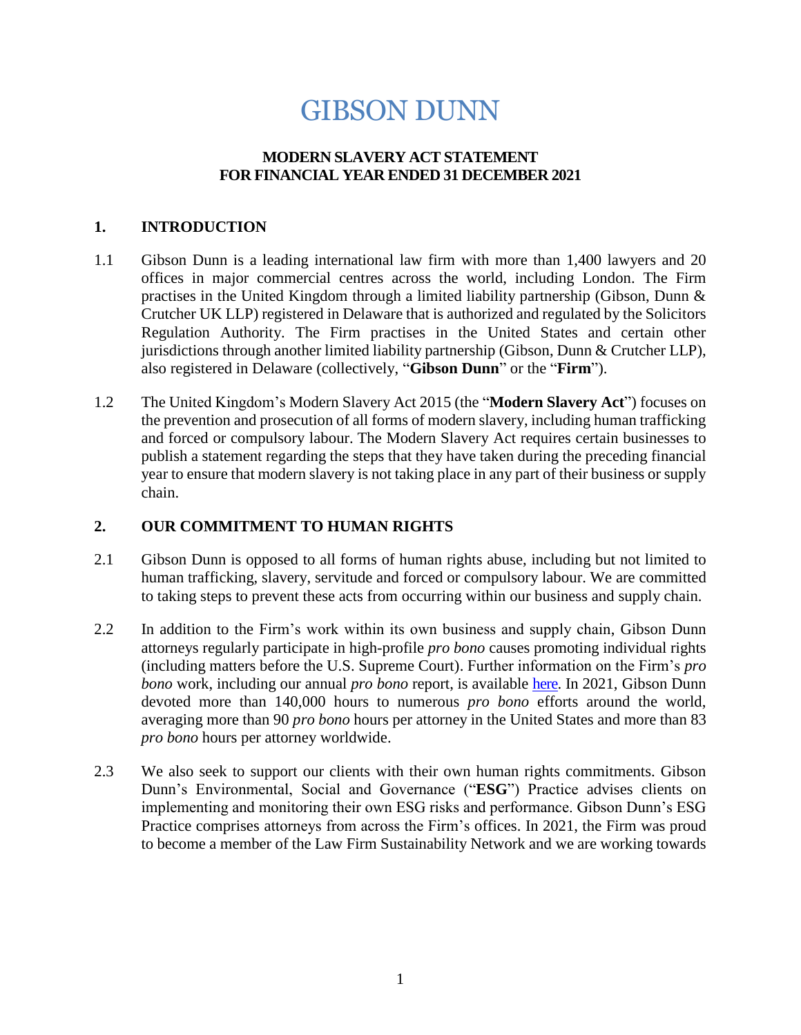# GIBSON DUNN

**MODERN SLAVERY ACT STATEMENT**
**FOR FINANCIAL YEAR ENDED 31 DECEMBER 2021**

## 1. INTRODUCTION

1.1 Gibson Dunn is a leading international law firm with more than 1,400 lawyers and 20 offices in major commercial centres across the world, including London. The Firm practises in the United Kingdom through a limited liability partnership (Gibson, Dunn & Crutcher UK LLP) registered in Delaware that is authorized and regulated by the Solicitors Regulation Authority. The Firm practises in the United States and certain other jurisdictions through another limited liability partnership (Gibson, Dunn & Crutcher LLP), also registered in Delaware (collectively, "**Gibson Dunn**" or the "**Firm**").

1.2 The United Kingdom's Modern Slavery Act 2015 (the "**Modern Slavery Act**") focuses on the prevention and prosecution of all forms of modern slavery, including human trafficking and forced or compulsory labour. The Modern Slavery Act requires certain businesses to publish a statement regarding the steps that they have taken during the preceding financial year to ensure that modern slavery is not taking place in any part of their business or supply chain.

## 2. OUR COMMITMENT TO HUMAN RIGHTS

2.1 Gibson Dunn is opposed to all forms of human rights abuse, including but not limited to human trafficking, slavery, servitude and forced or compulsory labour. We are committed to taking steps to prevent these acts from occurring within our business and supply chain.

2.2 In addition to the Firm's work within its own business and supply chain, Gibson Dunn attorneys regularly participate in high-profile *pro bono* causes promoting individual rights (including matters before the U.S. Supreme Court). Further information on the Firm's *pro bono* work, including our annual *pro bono* report, is available here. In 2021, Gibson Dunn devoted more than 140,000 hours to numerous *pro bono* efforts around the world, averaging more than 90 *pro bono* hours per attorney in the United States and more than 83 *pro bono* hours per attorney worldwide.

2.3 We also seek to support our clients with their own human rights commitments. Gibson Dunn's Environmental, Social and Governance ("**ESG**") Practice advises clients on implementing and monitoring their own ESG risks and performance. Gibson Dunn's ESG Practice comprises attorneys from across the Firm's offices. In 2021, the Firm was proud to become a member of the Law Firm Sustainability Network and we are working towards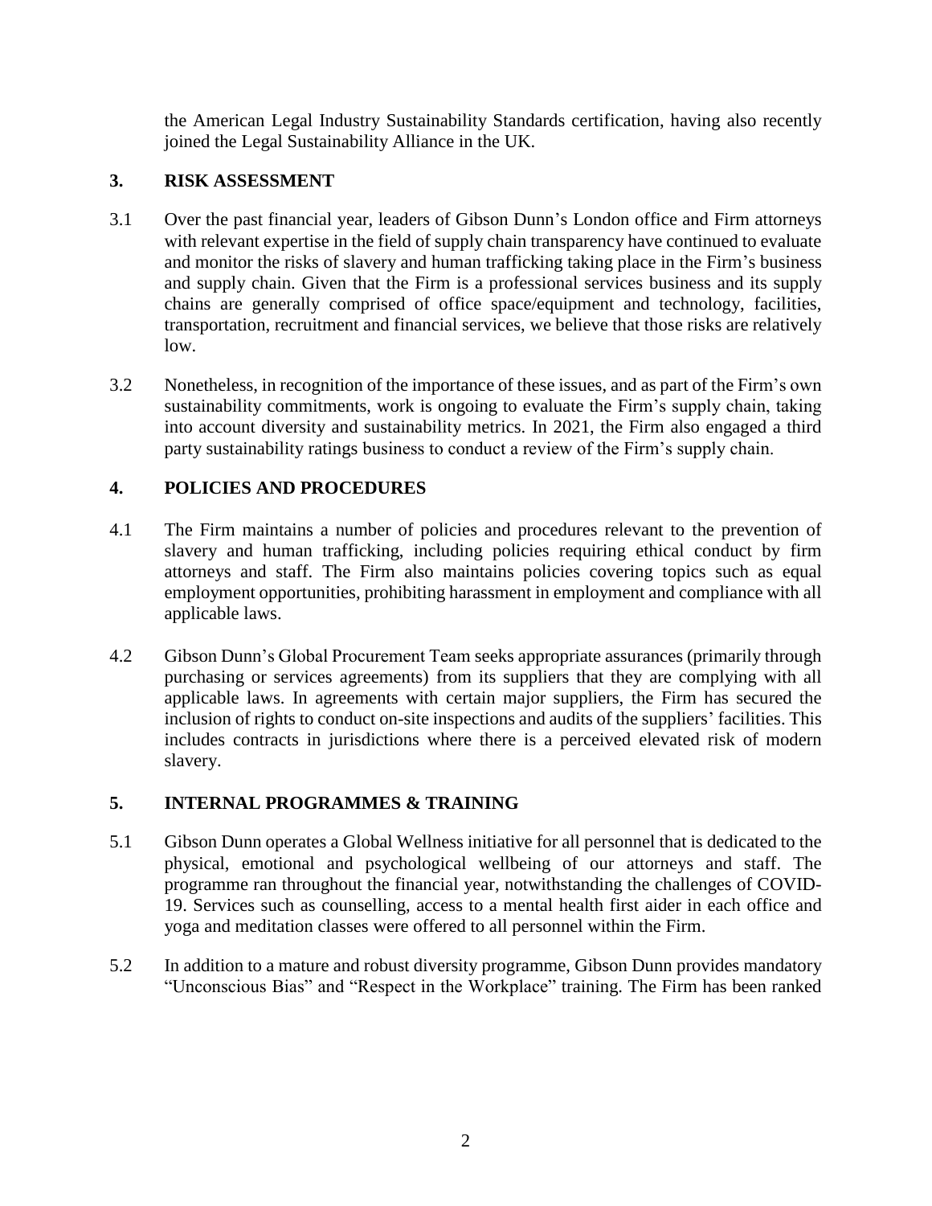the American Legal Industry Sustainability Standards certification, having also recently joined the Legal Sustainability Alliance in the UK.

## 3. RISK ASSESSMENT

3.1 Over the past financial year, leaders of Gibson Dunn's London office and Firm attorneys with relevant expertise in the field of supply chain transparency have continued to evaluate and monitor the risks of slavery and human trafficking taking place in the Firm's business and supply chain. Given that the Firm is a professional services business and its supply chains are generally comprised of office space/equipment and technology, facilities, transportation, recruitment and financial services, we believe that those risks are relatively low.

3.2 Nonetheless, in recognition of the importance of these issues, and as part of the Firm's own sustainability commitments, work is ongoing to evaluate the Firm's supply chain, taking into account diversity and sustainability metrics. In 2021, the Firm also engaged a third party sustainability ratings business to conduct a review of the Firm's supply chain.

## 4. POLICIES AND PROCEDURES

4.1 The Firm maintains a number of policies and procedures relevant to the prevention of slavery and human trafficking, including policies requiring ethical conduct by firm attorneys and staff. The Firm also maintains policies covering topics such as equal employment opportunities, prohibiting harassment in employment and compliance with all applicable laws.

4.2 Gibson Dunn's Global Procurement Team seeks appropriate assurances (primarily through purchasing or services agreements) from its suppliers that they are complying with all applicable laws. In agreements with certain major suppliers, the Firm has secured the inclusion of rights to conduct on-site inspections and audits of the suppliers' facilities. This includes contracts in jurisdictions where there is a perceived elevated risk of modern slavery.

## 5. INTERNAL PROGRAMMES & TRAINING

5.1 Gibson Dunn operates a Global Wellness initiative for all personnel that is dedicated to the physical, emotional and psychological wellbeing of our attorneys and staff. The programme ran throughout the financial year, notwithstanding the challenges of COVID-19. Services such as counselling, access to a mental health first aider in each office and yoga and meditation classes were offered to all personnel within the Firm.

5.2 In addition to a mature and robust diversity programme, Gibson Dunn provides mandatory "Unconscious Bias" and "Respect in the Workplace" training. The Firm has been ranked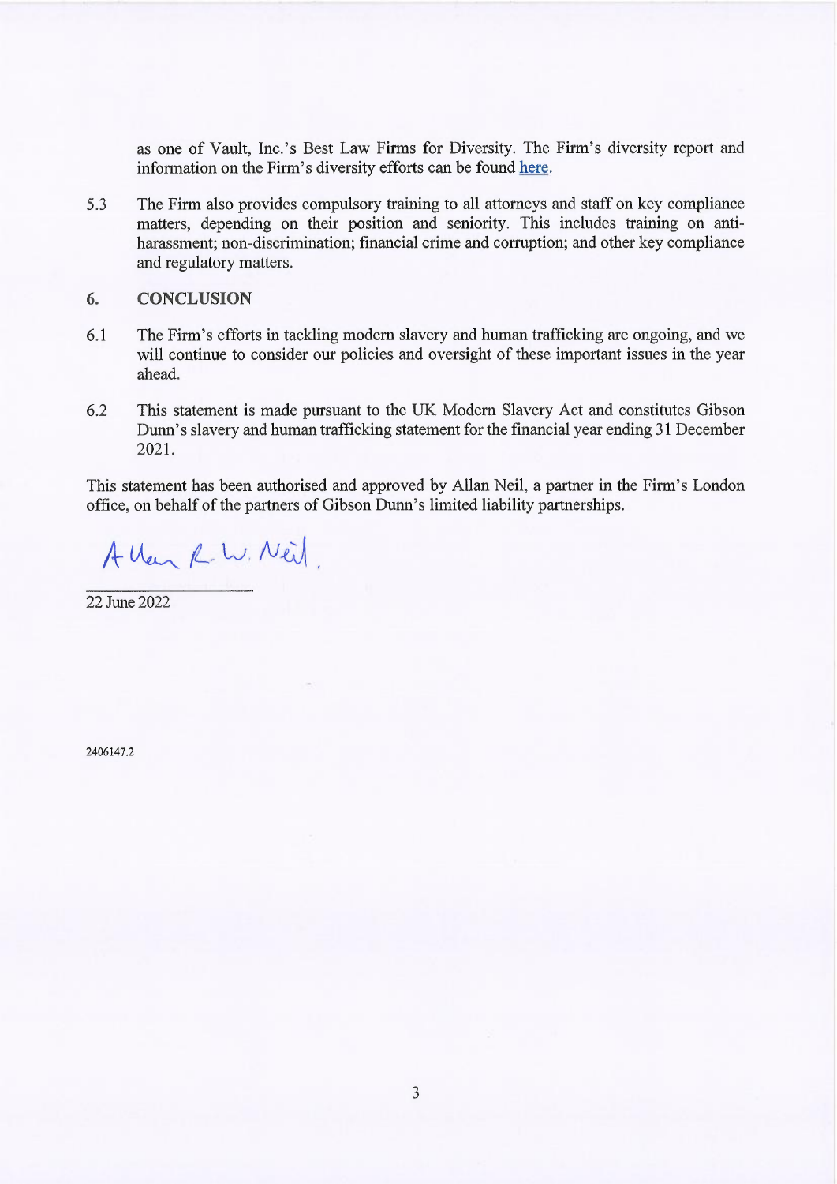as one of Vault, Inc.'s Best Law Firms for Diversity. The Firm's diversity report and information on the Firm's diversity efforts can be found here.

5.3 The Firm also provides compulsory training to all attorneys and staff on key compliance matters, depending on their position and seniority. This includes training on anti-harassment; non-discrimination; financial crime and corruption; and other key compliance and regulatory matters.

## 6. CONCLUSION

6.1 The Firm's efforts in tackling modern slavery and human trafficking are ongoing, and we will continue to consider our policies and oversight of these important issues in the year ahead.

6.2 This statement is made pursuant to the UK Modern Slavery Act and constitutes Gibson Dunn's slavery and human trafficking statement for the financial year ending 31 December 2021.

This statement has been authorised and approved by Allan Neil, a partner in the Firm's London office, on behalf of the partners of Gibson Dunn's limited liability partnerships.

Allan R. W. Neil.

22 June 2022

2406147.2